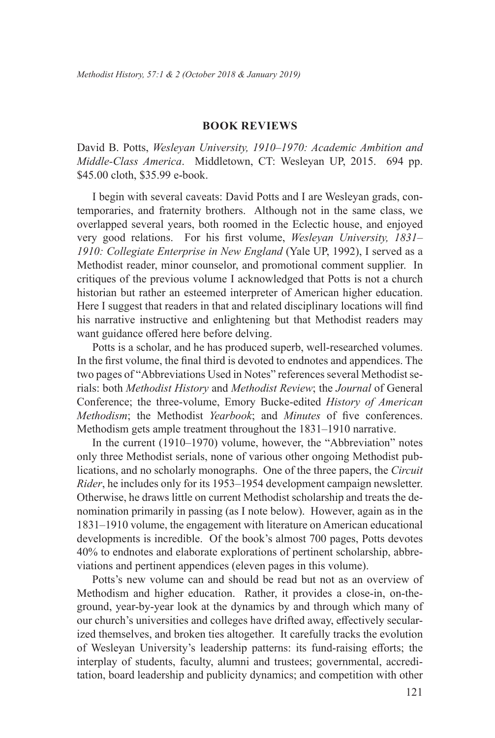## BOOK REVIEWS

David B. Potts, *Wesleyan University, 1910–1970: Academic Ambition and Middle-Class America*. Middletown, CT: Wesleyan UP, 2015. 694 pp. $45.00 cloth, $35.99 e-book.

I begin with several caveats: David Potts and I are Wesleyan grads, contemporaries, and fraternity brothers. Although not in the same class, we overlapped several years, both roomed in the Eclectic house, and enjoyed very good relations. For his first volume, *Wesleyan University, 1831–1910: Collegiate Enterprise in New England* (Yale UP, 1992), I served as a Methodist reader, minor counselor, and promotional comment supplier. In critiques of the previous volume I acknowledged that Potts is not a church historian but rather an esteemed interpreter of American higher education. Here I suggest that readers in that and related disciplinary locations will find his narrative instructive and enlightening but that Methodist readers may want guidance offered here before delving.

Potts is a scholar, and he has produced superb, well-researched volumes. In the first volume, the final third is devoted to endnotes and appendices. The two pages of "Abbreviations Used in Notes" references several Methodist serials: both *Methodist History* and *Methodist Review*; the *Journal* of General Conference; the three-volume, Emory Bucke-edited *History of American Methodism*; the Methodist *Yearbook*; and *Minutes* of five conferences. Methodism gets ample treatment throughout the 1831–1910 narrative.

In the current (1910–1970) volume, however, the "Abbreviation" notes only three Methodist serials, none of various other ongoing Methodist publications, and no scholarly monographs. One of the three papers, the *Circuit Rider*, he includes only for its 1953–1954 development campaign newsletter. Otherwise, he draws little on current Methodist scholarship and treats the denomination primarily in passing (as I note below). However, again as in the 1831–1910 volume, the engagement with literature on American educational developments is incredible. Of the book's almost 700 pages, Potts devotes 40% to endnotes and elaborate explorations of pertinent scholarship, abbreviations and pertinent appendices (eleven pages in this volume).

Potts's new volume can and should be read but not as an overview of Methodism and higher education. Rather, it provides a close-in, on-the-ground, year-by-year look at the dynamics by and through which many of our church's universities and colleges have drifted away, effectively secularized themselves, and broken ties altogether. It carefully tracks the evolution of Wesleyan University's leadership patterns: its fund-raising efforts; the interplay of students, faculty, alumni and trustees; governmental, accreditation, board leadership and publicity dynamics; and competition with other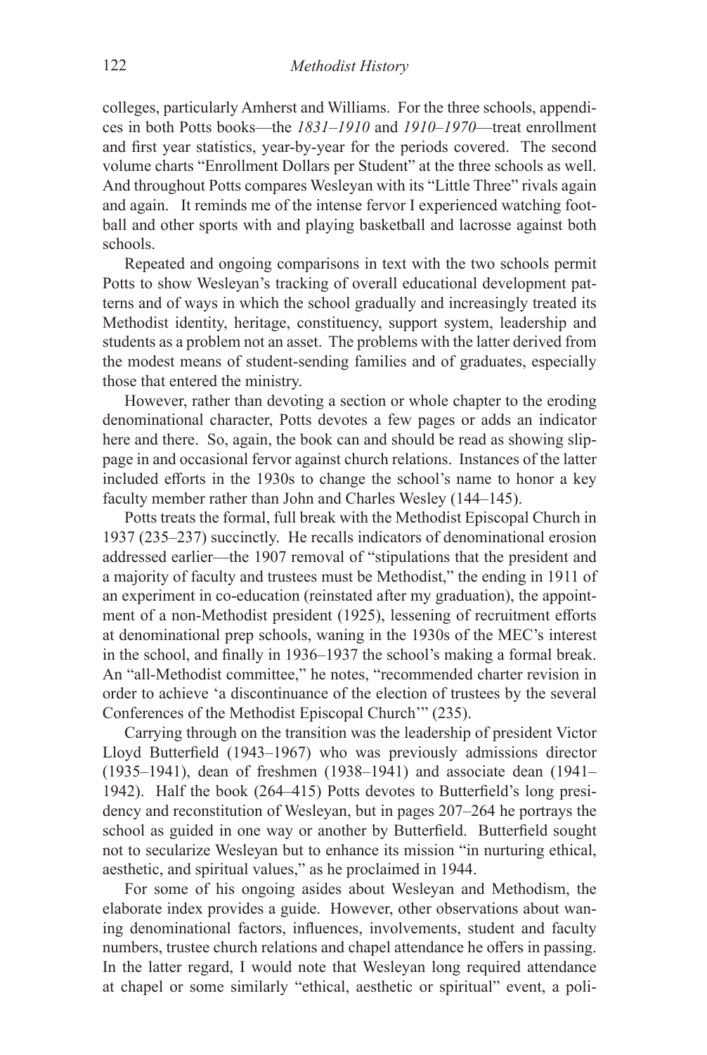colleges, particularly Amherst and Williams. For the three schools, appendices in both Potts books—the *1831–1910* and *1910–1970*—treat enrollment and first year statistics, year-by-year for the periods covered. The second volume charts "Enrollment Dollars per Student" at the three schools as well. And throughout Potts compares Wesleyan with its "Little Three" rivals again and again. It reminds me of the intense fervor I experienced watching football and other sports with and playing basketball and lacrosse against both schools.

Repeated and ongoing comparisons in text with the two schools permit Potts to show Wesleyan's tracking of overall educational development patterns and of ways in which the school gradually and increasingly treated its Methodist identity, heritage, constituency, support system, leadership and students as a problem not an asset. The problems with the latter derived from the modest means of student-sending families and of graduates, especially those that entered the ministry.

However, rather than devoting a section or whole chapter to the eroding denominational character, Potts devotes a few pages or adds an indicator here and there. So, again, the book can and should be read as showing slippage in and occasional fervor against church relations. Instances of the latter included efforts in the 1930s to change the school's name to honor a key faculty member rather than John and Charles Wesley (144–145).

Potts treats the formal, full break with the Methodist Episcopal Church in 1937 (235–237) succinctly. He recalls indicators of denominational erosion addressed earlier—the 1907 removal of "stipulations that the president and a majority of faculty and trustees must be Methodist," the ending in 1911 of an experiment in co-education (reinstated after my graduation), the appointment of a non-Methodist president (1925), lessening of recruitment efforts at denominational prep schools, waning in the 1930s of the MEC's interest in the school, and finally in 1936–1937 the school's making a formal break. An "all-Methodist committee," he notes, "recommended charter revision in order to achieve 'a discontinuance of the election of trustees by the several Conferences of the Methodist Episcopal Church'" (235).

Carrying through on the transition was the leadership of president Victor Lloyd Butterfield (1943–1967) who was previously admissions director (1935–1941), dean of freshmen (1938–1941) and associate dean (1941–1942). Half the book (264–415) Potts devotes to Butterfield's long presidency and reconstitution of Wesleyan, but in pages 207–264 he portrays the school as guided in one way or another by Butterfield. Butterfield sought not to secularize Wesleyan but to enhance its mission "in nurturing ethical, aesthetic, and spiritual values," as he proclaimed in 1944.

For some of his ongoing asides about Wesleyan and Methodism, the elaborate index provides a guide. However, other observations about waning denominational factors, influences, involvements, student and faculty numbers, trustee church relations and chapel attendance he offers in passing. In the latter regard, I would note that Wesleyan long required attendance at chapel or some similarly "ethical, aesthetic or spiritual" event, a poli-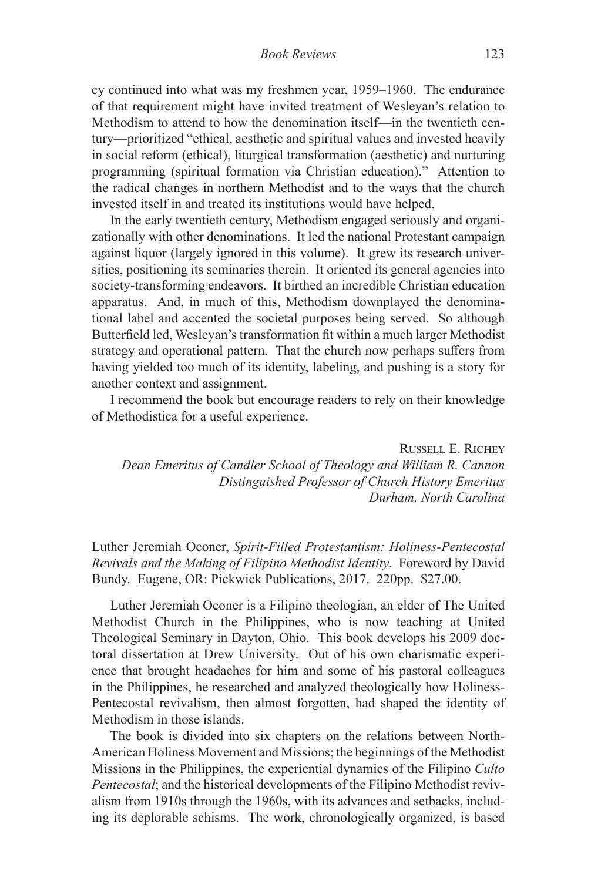cy continued into what was my freshmen year, 1959–1960. The endurance of that requirement might have invited treatment of Wesleyan's relation to Methodism to attend to how the denomination itself—in the twentieth century—prioritized "ethical, aesthetic and spiritual values and invested heavily in social reform (ethical), liturgical transformation (aesthetic) and nurturing programming (spiritual formation via Christian education)." Attention to the radical changes in northern Methodist and to the ways that the church invested itself in and treated its institutions would have helped.

In the early twentieth century, Methodism engaged seriously and organizationally with other denominations. It led the national Protestant campaign against liquor (largely ignored in this volume). It grew its research universities, positioning its seminaries therein. It oriented its general agencies into society-transforming endeavors. It birthed an incredible Christian education apparatus. And, in much of this, Methodism downplayed the denominational label and accented the societal purposes being served. So although Butterfield led, Wesleyan's transformation fit within a much larger Methodist strategy and operational pattern. That the church now perhaps suffers from having yielded too much of its identity, labeling, and pushing is a story for another context and assignment.

I recommend the book but encourage readers to rely on their knowledge of Methodistica for a useful experience.

Russell E. Richey
*Dean Emeritus of Candler School of Theology and William R. Cannon Distinguished Professor of Church History Emeritus*
*Durham, North Carolina*

Luther Jeremiah Oconer, *Spirit-Filled Protestantism: Holiness-Pentecostal Revivals and the Making of Filipino Methodist Identity*. Foreword by David Bundy. Eugene, OR: Pickwick Publications, 2017. 220pp. $27.00.

Luther Jeremiah Oconer is a Filipino theologian, an elder of The United Methodist Church in the Philippines, who is now teaching at United Theological Seminary in Dayton, Ohio. This book develops his 2009 doctoral dissertation at Drew University. Out of his own charismatic experience that brought headaches for him and some of his pastoral colleagues in the Philippines, he researched and analyzed theologically how Holiness-Pentecostal revivalism, then almost forgotten, had shaped the identity of Methodism in those islands.

The book is divided into six chapters on the relations between North-American Holiness Movement and Missions; the beginnings of the Methodist Missions in the Philippines, the experiential dynamics of the Filipino *Culto Pentecostal*; and the historical developments of the Filipino Methodist revivalism from 1910s through the 1960s, with its advances and setbacks, including its deplorable schisms. The work, chronologically organized, is based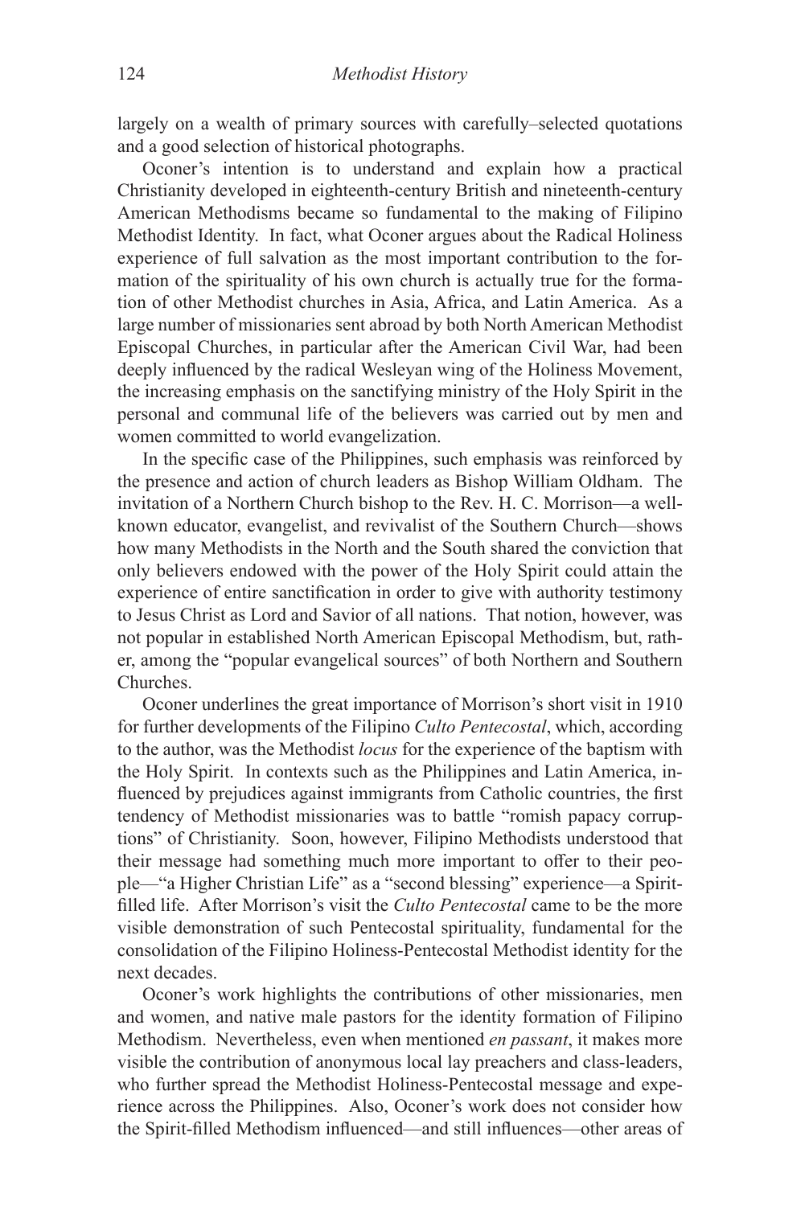largely on a wealth of primary sources with carefully–selected quotations and a good selection of historical photographs.

Oconer's intention is to understand and explain how a practical Christianity developed in eighteenth-century British and nineteenth-century American Methodisms became so fundamental to the making of Filipino Methodist Identity. In fact, what Oconer argues about the Radical Holiness experience of full salvation as the most important contribution to the formation of the spirituality of his own church is actually true for the formation of other Methodist churches in Asia, Africa, and Latin America. As a large number of missionaries sent abroad by both North American Methodist Episcopal Churches, in particular after the American Civil War, had been deeply influenced by the radical Wesleyan wing of the Holiness Movement, the increasing emphasis on the sanctifying ministry of the Holy Spirit in the personal and communal life of the believers was carried out by men and women committed to world evangelization.

In the specific case of the Philippines, such emphasis was reinforced by the presence and action of church leaders as Bishop William Oldham. The invitation of a Northern Church bishop to the Rev. H. C. Morrison—a well-known educator, evangelist, and revivalist of the Southern Church—shows how many Methodists in the North and the South shared the conviction that only believers endowed with the power of the Holy Spirit could attain the experience of entire sanctification in order to give with authority testimony to Jesus Christ as Lord and Savior of all nations. That notion, however, was not popular in established North American Episcopal Methodism, but, rather, among the "popular evangelical sources" of both Northern and Southern Churches.

Oconer underlines the great importance of Morrison's short visit in 1910 for further developments of the Filipino *Culto Pentecostal*, which, according to the author, was the Methodist *locus* for the experience of the baptism with the Holy Spirit. In contexts such as the Philippines and Latin America, influenced by prejudices against immigrants from Catholic countries, the first tendency of Methodist missionaries was to battle "romish papacy corruptions" of Christianity. Soon, however, Filipino Methodists understood that their message had something much more important to offer to their people—"a Higher Christian Life" as a "second blessing" experience—a Spirit-filled life. After Morrison's visit the *Culto Pentecostal* came to be the more visible demonstration of such Pentecostal spirituality, fundamental for the consolidation of the Filipino Holiness-Pentecostal Methodist identity for the next decades.

Oconer's work highlights the contributions of other missionaries, men and women, and native male pastors for the identity formation of Filipino Methodism. Nevertheless, even when mentioned *en passant*, it makes more visible the contribution of anonymous local lay preachers and class-leaders, who further spread the Methodist Holiness-Pentecostal message and experience across the Philippines. Also, Oconer's work does not consider how the Spirit-filled Methodism influenced—and still influences—other areas of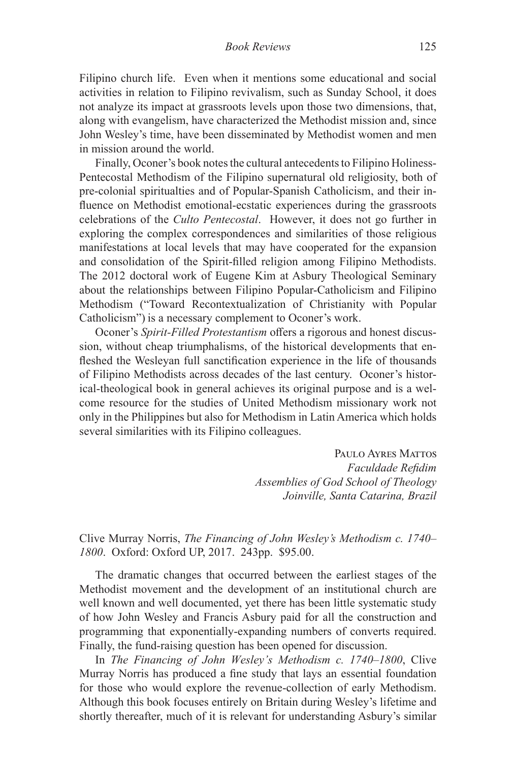Filipino church life. Even when it mentions some educational and social activities in relation to Filipino revivalism, such as Sunday School, it does not analyze its impact at grassroots levels upon those two dimensions, that, along with evangelism, have characterized the Methodist mission and, since John Wesley's time, have been disseminated by Methodist women and men in mission around the world.

Finally, Oconer's book notes the cultural antecedents to Filipino Holiness-Pentecostal Methodism of the Filipino supernatural old religiosity, both of pre-colonial spiritualties and of Popular-Spanish Catholicism, and their influence on Methodist emotional-ecstatic experiences during the grassroots celebrations of the *Culto Pentecostal*. However, it does not go further in exploring the complex correspondences and similarities of those religious manifestations at local levels that may have cooperated for the expansion and consolidation of the Spirit-filled religion among Filipino Methodists. The 2012 doctoral work of Eugene Kim at Asbury Theological Seminary about the relationships between Filipino Popular-Catholicism and Filipino Methodism ("Toward Recontextualization of Christianity with Popular Catholicism") is a necessary complement to Oconer's work.

Oconer's *Spirit-Filled Protestantism* offers a rigorous and honest discussion, without cheap triumphalisms, of the historical developments that enfleshed the Wesleyan full sanctification experience in the life of thousands of Filipino Methodists across decades of the last century. Oconer's historical-theological book in general achieves its original purpose and is a welcome resource for the studies of United Methodism missionary work not only in the Philippines but also for Methodism in Latin America which holds several similarities with its Filipino colleagues.

<div align="right">

Paulo Ayres Mattos
*Faculdade Refidim*
*Assemblies of God School of Theology*
*Joinville, Santa Catarina, Brazil*

</div>

Clive Murray Norris, *The Financing of John Wesley's Methodism c. 1740–1800*. Oxford: Oxford UP, 2017. 243pp. $95.00.

The dramatic changes that occurred between the earliest stages of the Methodist movement and the development of an institutional church are well known and well documented, yet there has been little systematic study of how John Wesley and Francis Asbury paid for all the construction and programming that exponentially-expanding numbers of converts required. Finally, the fund-raising question has been opened for discussion.

In *The Financing of John Wesley's Methodism c. 1740–1800*, Clive Murray Norris has produced a fine study that lays an essential foundation for those who would explore the revenue-collection of early Methodism. Although this book focuses entirely on Britain during Wesley's lifetime and shortly thereafter, much of it is relevant for understanding Asbury's similar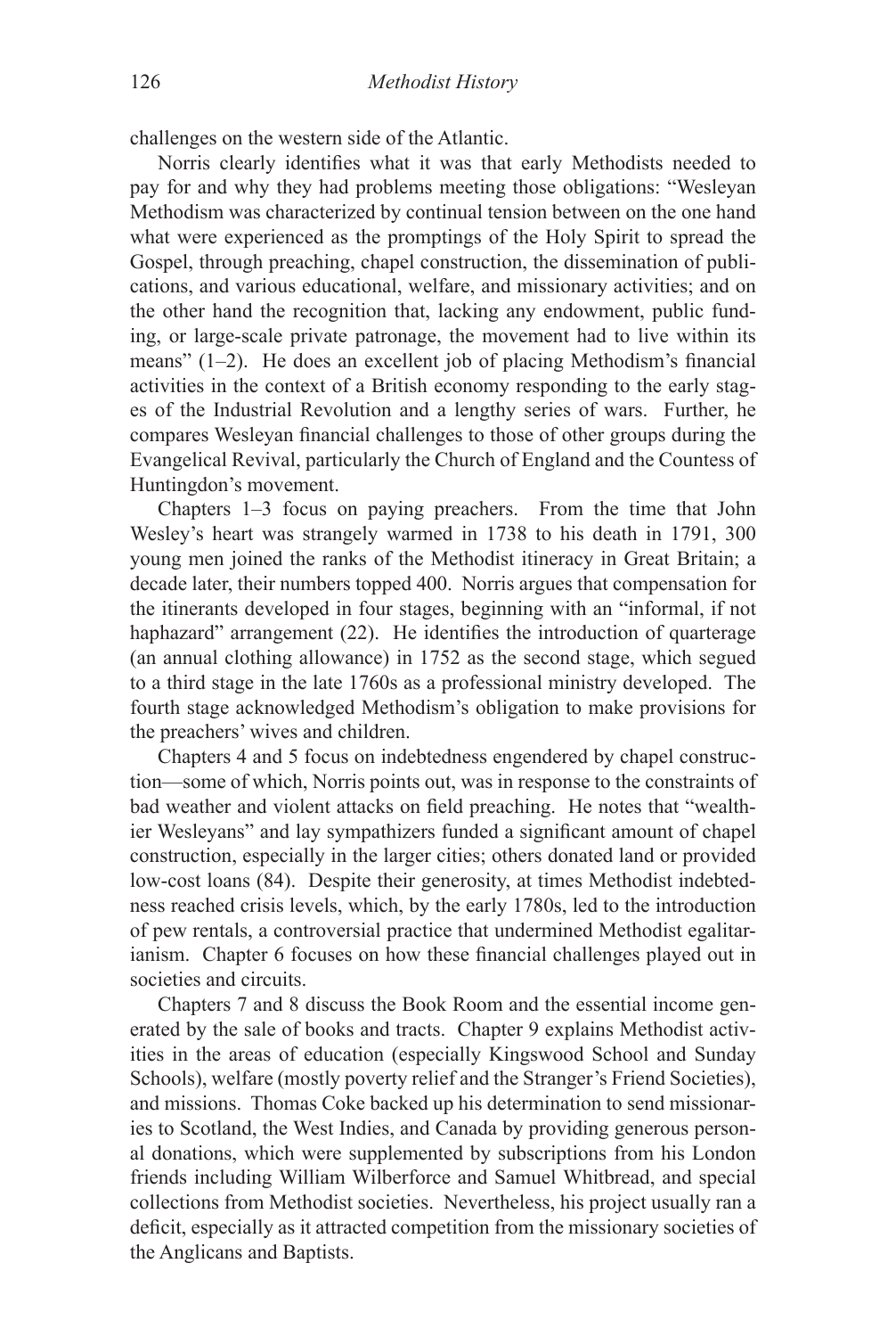challenges on the western side of the Atlantic.

Norris clearly identifies what it was that early Methodists needed to pay for and why they had problems meeting those obligations: "Wesleyan Methodism was characterized by continual tension between on the one hand what were experienced as the promptings of the Holy Spirit to spread the Gospel, through preaching, chapel construction, the dissemination of publications, and various educational, welfare, and missionary activities; and on the other hand the recognition that, lacking any endowment, public funding, or large-scale private patronage, the movement had to live within its means" (1–2). He does an excellent job of placing Methodism's financial activities in the context of a British economy responding to the early stages of the Industrial Revolution and a lengthy series of wars. Further, he compares Wesleyan financial challenges to those of other groups during the Evangelical Revival, particularly the Church of England and the Countess of Huntingdon's movement.

Chapters 1–3 focus on paying preachers. From the time that John Wesley's heart was strangely warmed in 1738 to his death in 1791, 300 young men joined the ranks of the Methodist itineracy in Great Britain; a decade later, their numbers topped 400. Norris argues that compensation for the itinerants developed in four stages, beginning with an "informal, if not haphazard" arrangement (22). He identifies the introduction of quarterage (an annual clothing allowance) in 1752 as the second stage, which segued to a third stage in the late 1760s as a professional ministry developed. The fourth stage acknowledged Methodism's obligation to make provisions for the preachers' wives and children.

Chapters 4 and 5 focus on indebtedness engendered by chapel construction—some of which, Norris points out, was in response to the constraints of bad weather and violent attacks on field preaching. He notes that "wealthier Wesleyans" and lay sympathizers funded a significant amount of chapel construction, especially in the larger cities; others donated land or provided low-cost loans (84). Despite their generosity, at times Methodist indebtedness reached crisis levels, which, by the early 1780s, led to the introduction of pew rentals, a controversial practice that undermined Methodist egalitarianism. Chapter 6 focuses on how these financial challenges played out in societies and circuits.

Chapters 7 and 8 discuss the Book Room and the essential income generated by the sale of books and tracts. Chapter 9 explains Methodist activities in the areas of education (especially Kingswood School and Sunday Schools), welfare (mostly poverty relief and the Stranger's Friend Societies), and missions. Thomas Coke backed up his determination to send missionaries to Scotland, the West Indies, and Canada by providing generous personal donations, which were supplemented by subscriptions from his London friends including William Wilberforce and Samuel Whitbread, and special collections from Methodist societies. Nevertheless, his project usually ran a deficit, especially as it attracted competition from the missionary societies of the Anglicans and Baptists.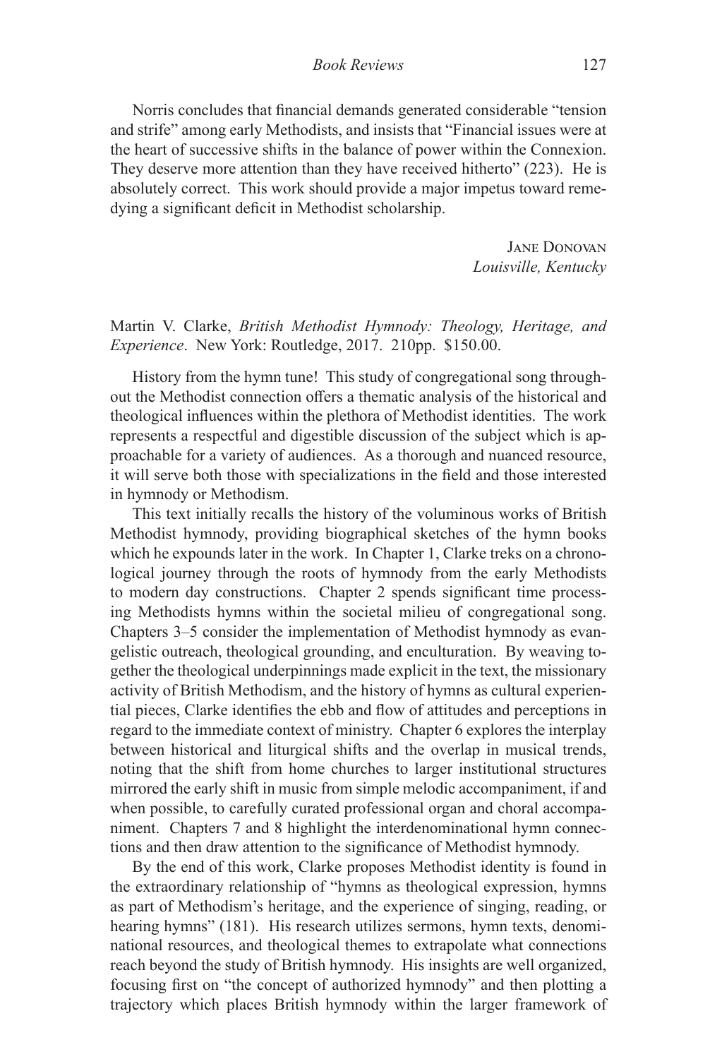Norris concludes that financial demands generated considerable "tension and strife" among early Methodists, and insists that "Financial issues were at the heart of successive shifts in the balance of power within the Connexion. They deserve more attention than they have received hitherto" (223). He is absolutely correct. This work should provide a major impetus toward remedying a significant deficit in Methodist scholarship.

Jane Donovan
*Louisville, Kentucky*

Martin V. Clarke, *British Methodist Hymnody: Theology, Heritage, and Experience*. New York: Routledge, 2017. 210pp. $150.00.

History from the hymn tune! This study of congregational song throughout the Methodist connection offers a thematic analysis of the historical and theological influences within the plethora of Methodist identities. The work represents a respectful and digestible discussion of the subject which is approachable for a variety of audiences. As a thorough and nuanced resource, it will serve both those with specializations in the field and those interested in hymnody or Methodism.

This text initially recalls the history of the voluminous works of British Methodist hymnody, providing biographical sketches of the hymn books which he expounds later in the work. In Chapter 1, Clarke treks on a chronological journey through the roots of hymnody from the early Methodists to modern day constructions. Chapter 2 spends significant time processing Methodists hymns within the societal milieu of congregational song. Chapters 3–5 consider the implementation of Methodist hymnody as evangelistic outreach, theological grounding, and enculturation. By weaving together the theological underpinnings made explicit in the text, the missionary activity of British Methodism, and the history of hymns as cultural experiential pieces, Clarke identifies the ebb and flow of attitudes and perceptions in regard to the immediate context of ministry. Chapter 6 explores the interplay between historical and liturgical shifts and the overlap in musical trends, noting that the shift from home churches to larger institutional structures mirrored the early shift in music from simple melodic accompaniment, if and when possible, to carefully curated professional organ and choral accompaniment. Chapters 7 and 8 highlight the interdenominational hymn connections and then draw attention to the significance of Methodist hymnody.

By the end of this work, Clarke proposes Methodist identity is found in the extraordinary relationship of "hymns as theological expression, hymns as part of Methodism's heritage, and the experience of singing, reading, or hearing hymns" (181). His research utilizes sermons, hymn texts, denominational resources, and theological themes to extrapolate what connections reach beyond the study of British hymnody. His insights are well organized, focusing first on "the concept of authorized hymnody" and then plotting a trajectory which places British hymnody within the larger framework of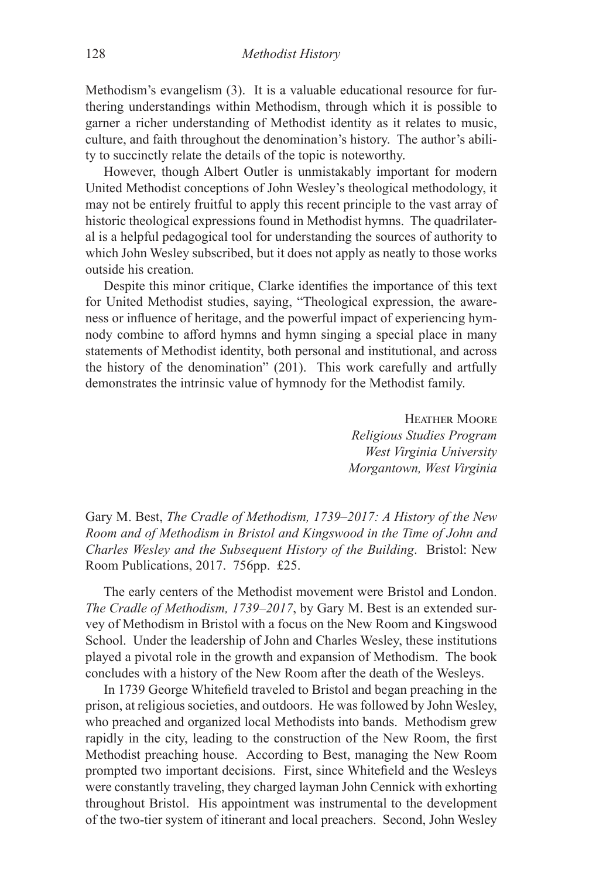Methodism's evangelism (3). It is a valuable educational resource for furthering understandings within Methodism, through which it is possible to garner a richer understanding of Methodist identity as it relates to music, culture, and faith throughout the denomination's history. The author's ability to succinctly relate the details of the topic is noteworthy.

However, though Albert Outler is unmistakably important for modern United Methodist conceptions of John Wesley's theological methodology, it may not be entirely fruitful to apply this recent principle to the vast array of historic theological expressions found in Methodist hymns. The quadrilateral is a helpful pedagogical tool for understanding the sources of authority to which John Wesley subscribed, but it does not apply as neatly to those works outside his creation.

Despite this minor critique, Clarke identifies the importance of this text for United Methodist studies, saying, "Theological expression, the awareness or influence of heritage, and the powerful impact of experiencing hymnody combine to afford hymns and hymn singing a special place in many statements of Methodist identity, both personal and institutional, and across the history of the denomination" (201). This work carefully and artfully demonstrates the intrinsic value of hymnody for the Methodist family.

Heather Moore
*Religious Studies Program*
*West Virginia University*
*Morgantown, West Virginia*

Gary M. Best, *The Cradle of Methodism, 1739–2017: A History of the New Room and of Methodism in Bristol and Kingswood in the Time of John and Charles Wesley and the Subsequent History of the Building*. Bristol: New Room Publications, 2017. 756pp. £25.

The early centers of the Methodist movement were Bristol and London. *The Cradle of Methodism, 1739–2017*, by Gary M. Best is an extended survey of Methodism in Bristol with a focus on the New Room and Kingswood School. Under the leadership of John and Charles Wesley, these institutions played a pivotal role in the growth and expansion of Methodism. The book concludes with a history of the New Room after the death of the Wesleys.

In 1739 George Whitefield traveled to Bristol and began preaching in the prison, at religious societies, and outdoors. He was followed by John Wesley, who preached and organized local Methodists into bands. Methodism grew rapidly in the city, leading to the construction of the New Room, the first Methodist preaching house. According to Best, managing the New Room prompted two important decisions. First, since Whitefield and the Wesleys were constantly traveling, they charged layman John Cennick with exhorting throughout Bristol. His appointment was instrumental to the development of the two-tier system of itinerant and local preachers. Second, John Wesley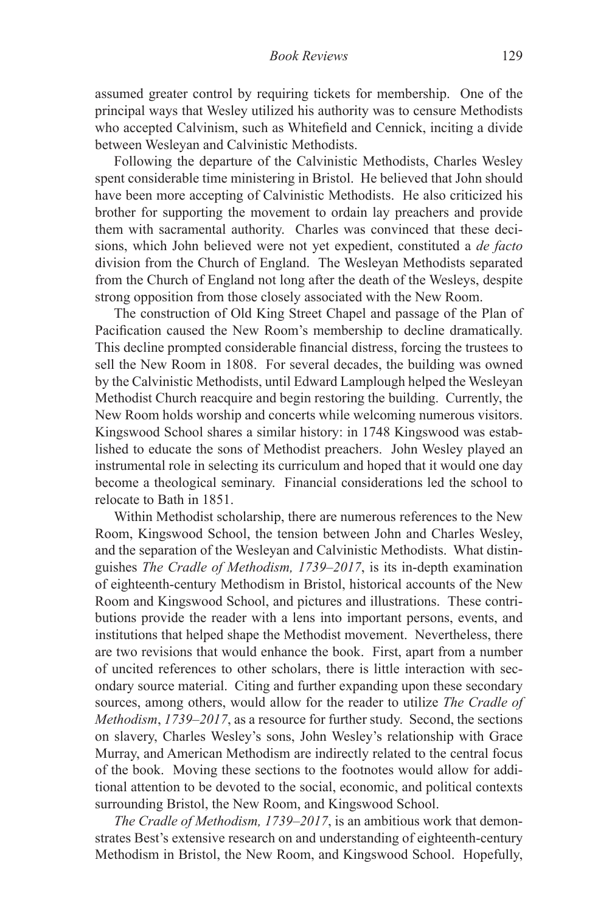assumed greater control by requiring tickets for membership. One of the principal ways that Wesley utilized his authority was to censure Methodists who accepted Calvinism, such as Whitefield and Cennick, inciting a divide between Wesleyan and Calvinistic Methodists.

Following the departure of the Calvinistic Methodists, Charles Wesley spent considerable time ministering in Bristol. He believed that John should have been more accepting of Calvinistic Methodists. He also criticized his brother for supporting the movement to ordain lay preachers and provide them with sacramental authority. Charles was convinced that these decisions, which John believed were not yet expedient, constituted a *de facto* division from the Church of England. The Wesleyan Methodists separated from the Church of England not long after the death of the Wesleys, despite strong opposition from those closely associated with the New Room.

The construction of Old King Street Chapel and passage of the Plan of Pacification caused the New Room's membership to decline dramatically. This decline prompted considerable financial distress, forcing the trustees to sell the New Room in 1808. For several decades, the building was owned by the Calvinistic Methodists, until Edward Lamplough helped the Wesleyan Methodist Church reacquire and begin restoring the building. Currently, the New Room holds worship and concerts while welcoming numerous visitors. Kingswood School shares a similar history: in 1748 Kingswood was established to educate the sons of Methodist preachers. John Wesley played an instrumental role in selecting its curriculum and hoped that it would one day become a theological seminary. Financial considerations led the school to relocate to Bath in 1851.

Within Methodist scholarship, there are numerous references to the New Room, Kingswood School, the tension between John and Charles Wesley, and the separation of the Wesleyan and Calvinistic Methodists. What distinguishes *The Cradle of Methodism, 1739–2017*, is its in-depth examination of eighteenth-century Methodism in Bristol, historical accounts of the New Room and Kingswood School, and pictures and illustrations. These contributions provide the reader with a lens into important persons, events, and institutions that helped shape the Methodist movement. Nevertheless, there are two revisions that would enhance the book. First, apart from a number of uncited references to other scholars, there is little interaction with secondary source material. Citing and further expanding upon these secondary sources, among others, would allow for the reader to utilize *The Cradle of Methodism*, *1739–2017*, as a resource for further study. Second, the sections on slavery, Charles Wesley's sons, John Wesley's relationship with Grace Murray, and American Methodism are indirectly related to the central focus of the book. Moving these sections to the footnotes would allow for additional attention to be devoted to the social, economic, and political contexts surrounding Bristol, the New Room, and Kingswood School.

*The Cradle of Methodism, 1739–2017*, is an ambitious work that demonstrates Best's extensive research on and understanding of eighteenth-century Methodism in Bristol, the New Room, and Kingswood School. Hopefully,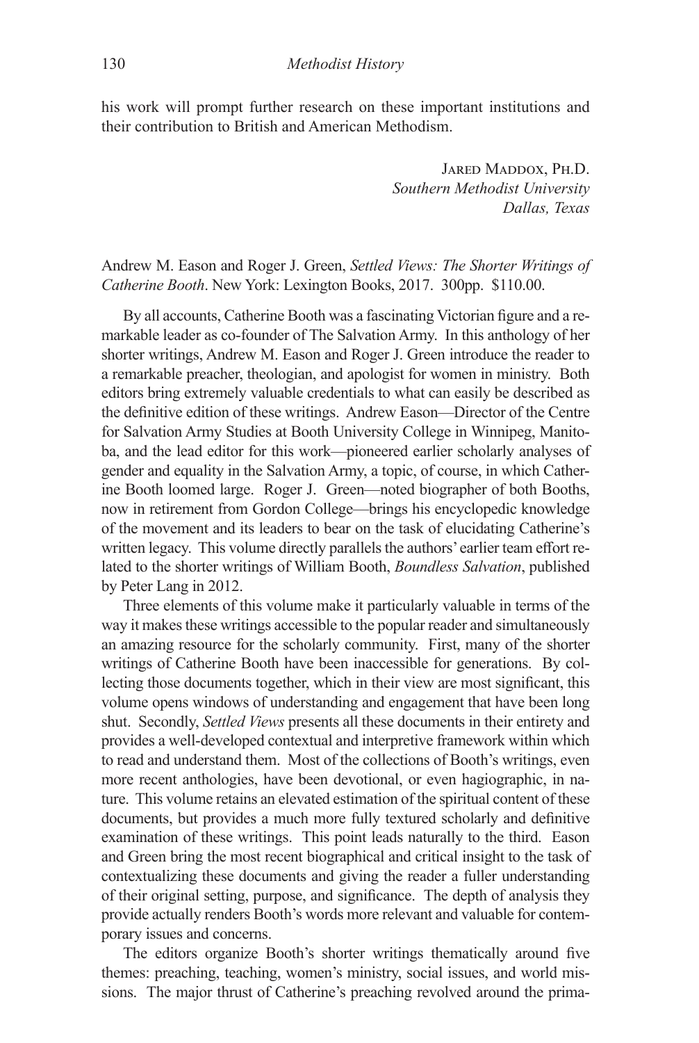his work will prompt further research on these important institutions and their contribution to British and American Methodism.

Jared Maddox, Ph.D.
*Southern Methodist University*
*Dallas, Texas*

Andrew M. Eason and Roger J. Green, *Settled Views: The Shorter Writings of Catherine Booth*. New York: Lexington Books, 2017. 300pp. $110.00.

By all accounts, Catherine Booth was a fascinating Victorian figure and a remarkable leader as co-founder of The Salvation Army. In this anthology of her shorter writings, Andrew M. Eason and Roger J. Green introduce the reader to a remarkable preacher, theologian, and apologist for women in ministry. Both editors bring extremely valuable credentials to what can easily be described as the definitive edition of these writings. Andrew Eason—Director of the Centre for Salvation Army Studies at Booth University College in Winnipeg, Manitoba, and the lead editor for this work—pioneered earlier scholarly analyses of gender and equality in the Salvation Army, a topic, of course, in which Catherine Booth loomed large. Roger J. Green—noted biographer of both Booths, now in retirement from Gordon College—brings his encyclopedic knowledge of the movement and its leaders to bear on the task of elucidating Catherine's written legacy. This volume directly parallels the authors' earlier team effort related to the shorter writings of William Booth, *Boundless Salvation*, published by Peter Lang in 2012.

Three elements of this volume make it particularly valuable in terms of the way it makes these writings accessible to the popular reader and simultaneously an amazing resource for the scholarly community. First, many of the shorter writings of Catherine Booth have been inaccessible for generations. By collecting those documents together, which in their view are most significant, this volume opens windows of understanding and engagement that have been long shut. Secondly, *Settled Views* presents all these documents in their entirety and provides a well-developed contextual and interpretive framework within which to read and understand them. Most of the collections of Booth's writings, even more recent anthologies, have been devotional, or even hagiographic, in nature. This volume retains an elevated estimation of the spiritual content of these documents, but provides a much more fully textured scholarly and definitive examination of these writings. This point leads naturally to the third. Eason and Green bring the most recent biographical and critical insight to the task of contextualizing these documents and giving the reader a fuller understanding of their original setting, purpose, and significance. The depth of analysis they provide actually renders Booth's words more relevant and valuable for contemporary issues and concerns.

The editors organize Booth's shorter writings thematically around five themes: preaching, teaching, women's ministry, social issues, and world missions. The major thrust of Catherine's preaching revolved around the prima-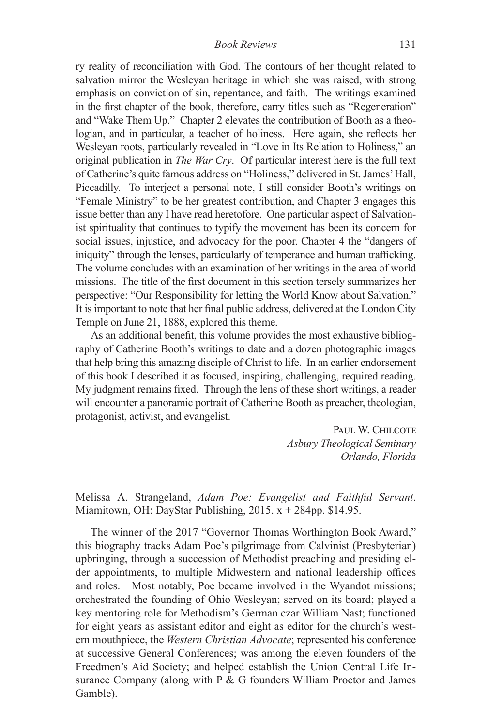ry reality of reconciliation with God. The contours of her thought related to salvation mirror the Wesleyan heritage in which she was raised, with strong emphasis on conviction of sin, repentance, and faith. The writings examined in the first chapter of the book, therefore, carry titles such as "Regeneration" and "Wake Them Up." Chapter 2 elevates the contribution of Booth as a theologian, and in particular, a teacher of holiness. Here again, she reflects her Wesleyan roots, particularly revealed in "Love in Its Relation to Holiness," an original publication in *The War Cry*. Of particular interest here is the full text of Catherine's quite famous address on "Holiness," delivered in St. James' Hall, Piccadilly. To interject a personal note, I still consider Booth's writings on "Female Ministry" to be her greatest contribution, and Chapter 3 engages this issue better than any I have read heretofore. One particular aspect of Salvationist spirituality that continues to typify the movement has been its concern for social issues, injustice, and advocacy for the poor. Chapter 4 the "dangers of iniquity" through the lenses, particularly of temperance and human trafficking. The volume concludes with an examination of her writings in the area of world missions. The title of the first document in this section tersely summarizes her perspective: "Our Responsibility for letting the World Know about Salvation." It is important to note that her final public address, delivered at the London City Temple on June 21, 1888, explored this theme.

As an additional benefit, this volume provides the most exhaustive bibliography of Catherine Booth's writings to date and a dozen photographic images that help bring this amazing disciple of Christ to life. In an earlier endorsement of this book I described it as focused, inspiring, challenging, required reading. My judgment remains fixed. Through the lens of these short writings, a reader will encounter a panoramic portrait of Catherine Booth as preacher, theologian, protagonist, activist, and evangelist.

Paul W. Chilcote
*Asbury Theological Seminary*
*Orlando, Florida*

Melissa A. Strangeland, *Adam Poe: Evangelist and Faithful Servant*. Miamitown, OH: DayStar Publishing, 2015. x + 284pp. $14.95.

The winner of the 2017 "Governor Thomas Worthington Book Award," this biography tracks Adam Poe's pilgrimage from Calvinist (Presbyterian) upbringing, through a succession of Methodist preaching and presiding elder appointments, to multiple Midwestern and national leadership offices and roles. Most notably, Poe became involved in the Wyandot missions; orchestrated the founding of Ohio Wesleyan; served on its board; played a key mentoring role for Methodism's German czar William Nast; functioned for eight years as assistant editor and eight as editor for the church's western mouthpiece, the *Western Christian Advocate*; represented his conference at successive General Conferences; was among the eleven founders of the Freedmen's Aid Society; and helped establish the Union Central Life Insurance Company (along with P & G founders William Proctor and James Gamble).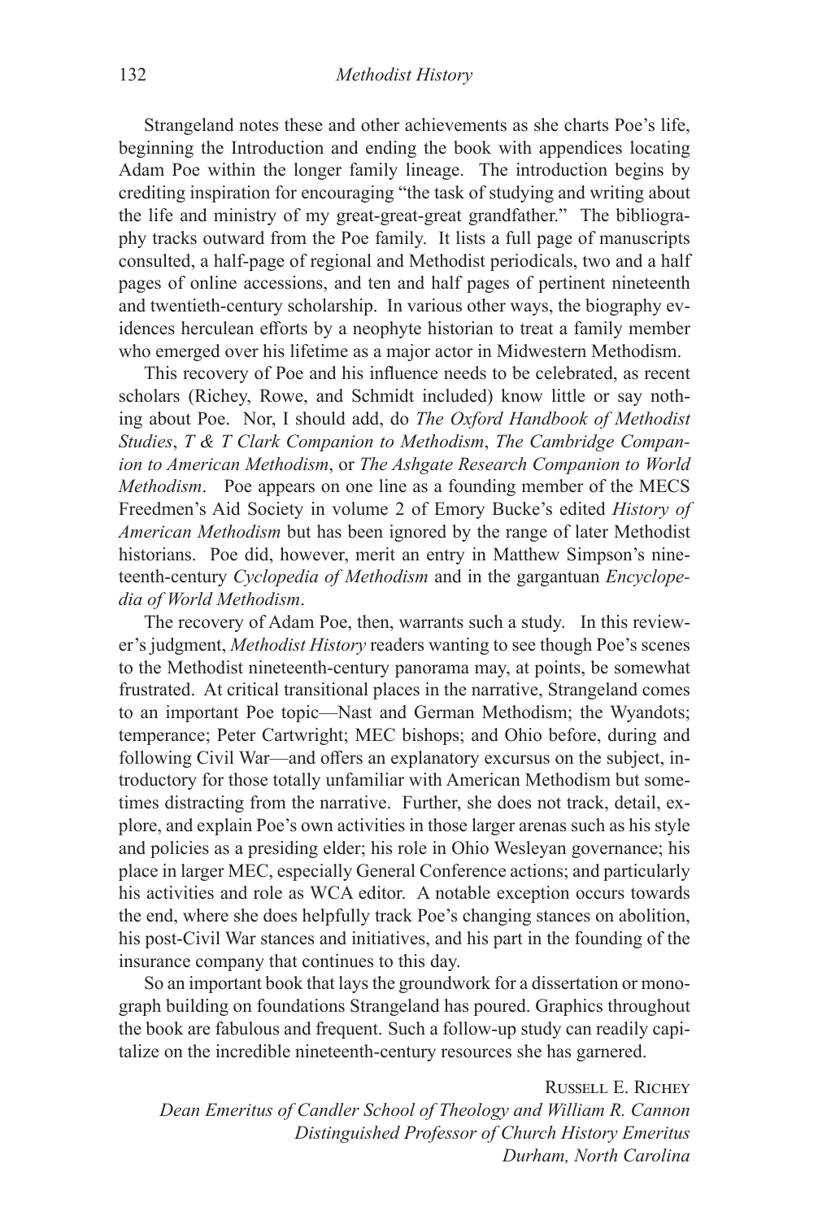Strangeland notes these and other achievements as she charts Poe's life, beginning the Introduction and ending the book with appendices locating Adam Poe within the longer family lineage. The introduction begins by crediting inspiration for encouraging "the task of studying and writing about the life and ministry of my great-great-great grandfather." The bibliography tracks outward from the Poe family. It lists a full page of manuscripts consulted, a half-page of regional and Methodist periodicals, two and a half pages of online accessions, and ten and half pages of pertinent nineteenth and twentieth-century scholarship. In various other ways, the biography evidences herculean efforts by a neophyte historian to treat a family member who emerged over his lifetime as a major actor in Midwestern Methodism.

This recovery of Poe and his influence needs to be celebrated, as recent scholars (Richey, Rowe, and Schmidt included) know little or say nothing about Poe. Nor, I should add, do *The Oxford Handbook of Methodist Studies*, *T & T Clark Companion to Methodism*, *The Cambridge Companion to American Methodism*, or *The Ashgate Research Companion to World Methodism*. Poe appears on one line as a founding member of the MECS Freedmen's Aid Society in volume 2 of Emory Bucke's edited *History of American Methodism* but has been ignored by the range of later Methodist historians. Poe did, however, merit an entry in Matthew Simpson's nineteenth-century *Cyclopedia of Methodism* and in the gargantuan *Encyclopedia of World Methodism*.

The recovery of Adam Poe, then, warrants such a study. In this reviewer's judgment, *Methodist History* readers wanting to see though Poe's scenes to the Methodist nineteenth-century panorama may, at points, be somewhat frustrated. At critical transitional places in the narrative, Strangeland comes to an important Poe topic—Nast and German Methodism; the Wyandots; temperance; Peter Cartwright; MEC bishops; and Ohio before, during and following Civil War—and offers an explanatory excursus on the subject, introductory for those totally unfamiliar with American Methodism but sometimes distracting from the narrative. Further, she does not track, detail, explore, and explain Poe's own activities in those larger arenas such as his style and policies as a presiding elder; his role in Ohio Wesleyan governance; his place in larger MEC, especially General Conference actions; and particularly his activities and role as WCA editor. A notable exception occurs towards the end, where she does helpfully track Poe's changing stances on abolition, his post-Civil War stances and initiatives, and his part in the founding of the insurance company that continues to this day.

So an important book that lays the groundwork for a dissertation or monograph building on foundations Strangeland has poured. Graphics throughout the book are fabulous and frequent. Such a follow-up study can readily capitalize on the incredible nineteenth-century resources she has garnered.

Russell E. Richey
*Dean Emeritus of Candler School of Theology and William R. Cannon Distinguished Professor of Church History Emeritus*
*Durham, North Carolina*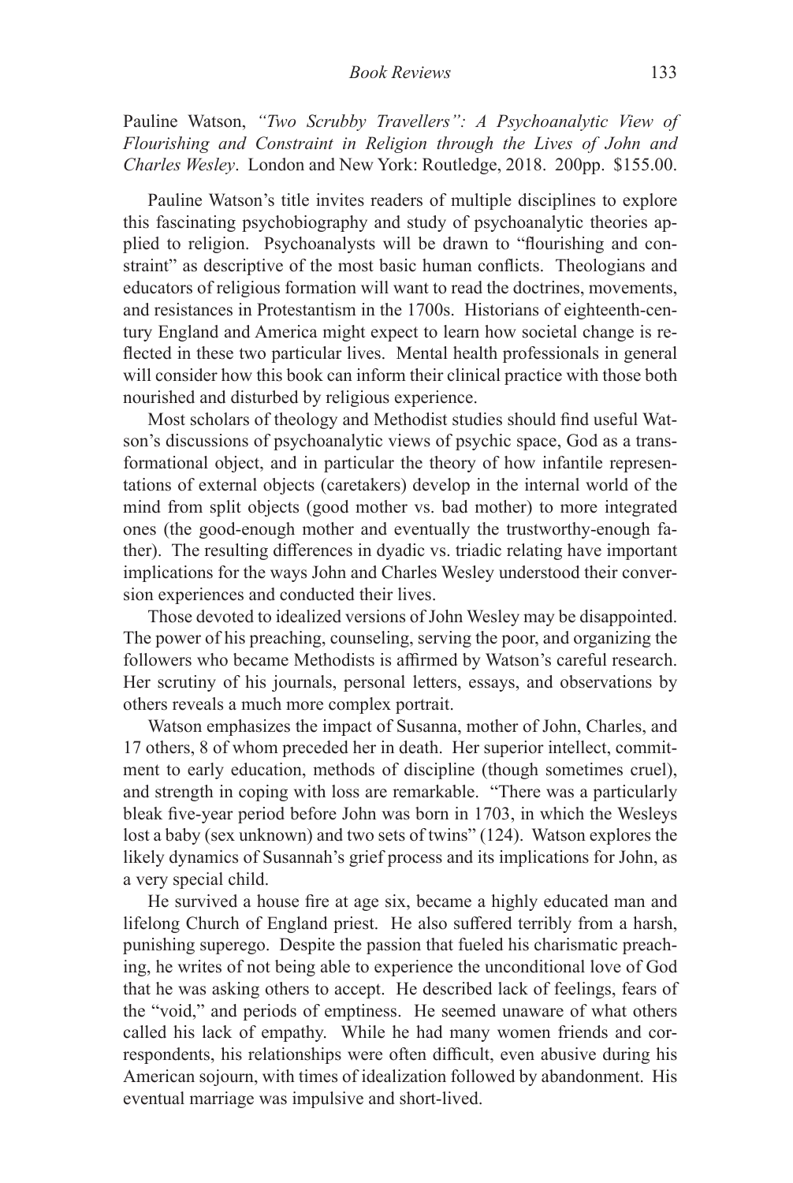Pauline Watson, *"Two Scrubby Travellers": A Psychoanalytic View of Flourishing and Constraint in Religion through the Lives of John and Charles Wesley*. London and New York: Routledge, 2018. 200pp. $155.00.

Pauline Watson's title invites readers of multiple disciplines to explore this fascinating psychobiography and study of psychoanalytic theories applied to religion. Psychoanalysts will be drawn to "flourishing and constraint" as descriptive of the most basic human conflicts. Theologians and educators of religious formation will want to read the doctrines, movements, and resistances in Protestantism in the 1700s. Historians of eighteenth-century England and America might expect to learn how societal change is reflected in these two particular lives. Mental health professionals in general will consider how this book can inform their clinical practice with those both nourished and disturbed by religious experience.

Most scholars of theology and Methodist studies should find useful Watson's discussions of psychoanalytic views of psychic space, God as a transformational object, and in particular the theory of how infantile representations of external objects (caretakers) develop in the internal world of the mind from split objects (good mother vs. bad mother) to more integrated ones (the good-enough mother and eventually the trustworthy-enough father). The resulting differences in dyadic vs. triadic relating have important implications for the ways John and Charles Wesley understood their conversion experiences and conducted their lives.

Those devoted to idealized versions of John Wesley may be disappointed. The power of his preaching, counseling, serving the poor, and organizing the followers who became Methodists is affirmed by Watson's careful research. Her scrutiny of his journals, personal letters, essays, and observations by others reveals a much more complex portrait.

Watson emphasizes the impact of Susanna, mother of John, Charles, and 17 others, 8 of whom preceded her in death. Her superior intellect, commitment to early education, methods of discipline (though sometimes cruel), and strength in coping with loss are remarkable. "There was a particularly bleak five-year period before John was born in 1703, in which the Wesleys lost a baby (sex unknown) and two sets of twins" (124). Watson explores the likely dynamics of Susannah's grief process and its implications for John, as a very special child.

He survived a house fire at age six, became a highly educated man and lifelong Church of England priest. He also suffered terribly from a harsh, punishing superego. Despite the passion that fueled his charismatic preaching, he writes of not being able to experience the unconditional love of God that he was asking others to accept. He described lack of feelings, fears of the "void," and periods of emptiness. He seemed unaware of what others called his lack of empathy. While he had many women friends and correspondents, his relationships were often difficult, even abusive during his American sojourn, with times of idealization followed by abandonment. His eventual marriage was impulsive and short-lived.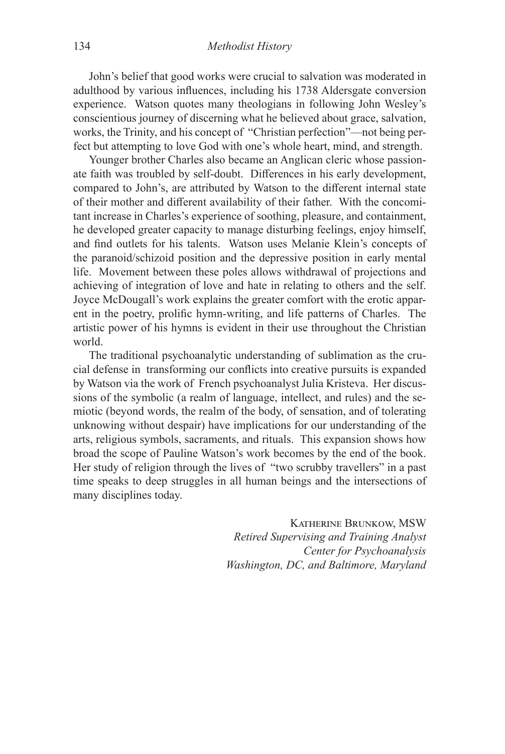John's belief that good works were crucial to salvation was moderated in adulthood by various influences, including his 1738 Aldersgate conversion experience. Watson quotes many theologians in following John Wesley's conscientious journey of discerning what he believed about grace, salvation, works, the Trinity, and his concept of "Christian perfection"—not being perfect but attempting to love God with one's whole heart, mind, and strength.

Younger brother Charles also became an Anglican cleric whose passionate faith was troubled by self-doubt. Differences in his early development, compared to John's, are attributed by Watson to the different internal state of their mother and different availability of their father. With the concomitant increase in Charles's experience of soothing, pleasure, and containment, he developed greater capacity to manage disturbing feelings, enjoy himself, and find outlets for his talents. Watson uses Melanie Klein's concepts of the paranoid/schizoid position and the depressive position in early mental life. Movement between these poles allows withdrawal of projections and achieving of integration of love and hate in relating to others and the self. Joyce McDougall's work explains the greater comfort with the erotic apparent in the poetry, prolific hymn-writing, and life patterns of Charles. The artistic power of his hymns is evident in their use throughout the Christian world.

The traditional psychoanalytic understanding of sublimation as the crucial defense in transforming our conflicts into creative pursuits is expanded by Watson via the work of French psychoanalyst Julia Kristeva. Her discussions of the symbolic (a realm of language, intellect, and rules) and the semiotic (beyond words, the realm of the body, of sensation, and of tolerating unknowing without despair) have implications for our understanding of the arts, religious symbols, sacraments, and rituals. This expansion shows how broad the scope of Pauline Watson's work becomes by the end of the book. Her study of religion through the lives of "two scrubby travellers" in a past time speaks to deep struggles in all human beings and the intersections of many disciplines today.

Katherine Brunkow, MSW  
*Retired Supervising and Training Analyst*  
*Center for Psychoanalysis*  
*Washington, DC, and Baltimore, Maryland*